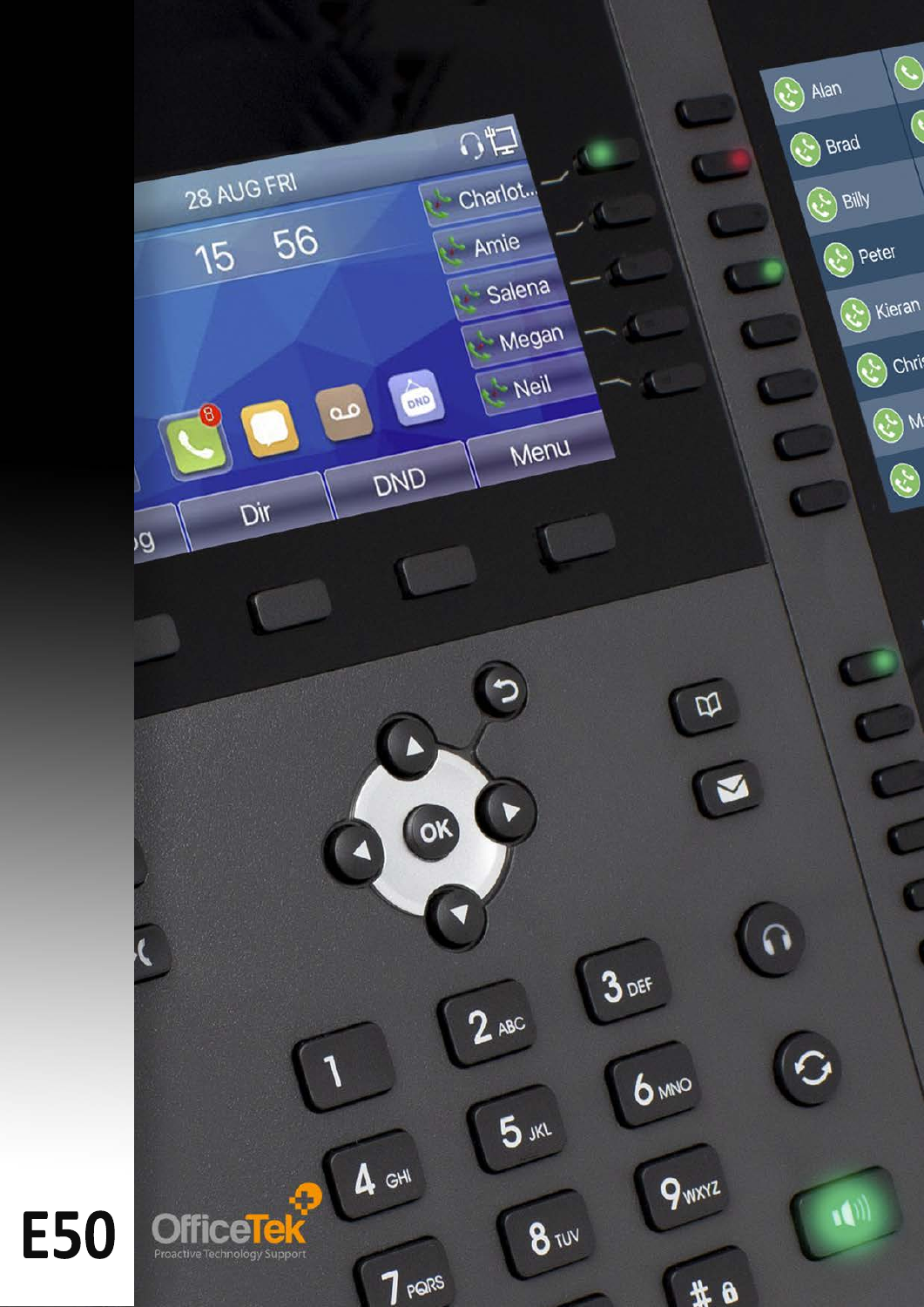# E50

OfficeTek

Proactive Technology Support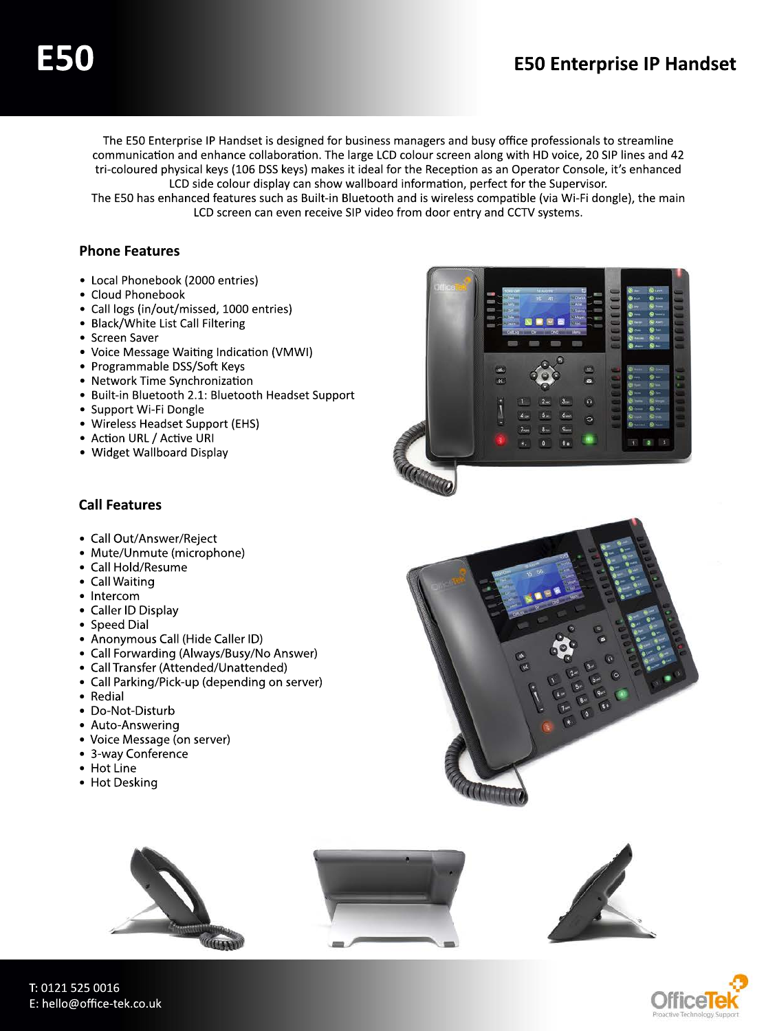# E50

## E50 Enterprise IP Handset

The E50 Enterprise IP Handset is designed for business managers and busy office professionals to streamline communication and enhance collaboration. The large LCD colour screen along with HD voice, 20 SIP lines and 42 tri-coloured physical keys (106 DSS keys) makes it ideal for the Reception as an Operator Console, it's enhanced LCD side colour display can show wallboard information, perfect for the Supervisor.
The E50 has enhanced features such as Built-in Bluetooth and is wireless compatible (via Wi-Fi dongle), the main LCD screen can even receive SIP video from door entry and CCTV systems.

### Phone Features

- Local Phonebook (2000 entries)
- Cloud Phonebook
- Call logs (in/out/missed, 1000 entries)
- Black/White List Call Filtering
- Screen Saver
- Voice Message Waiting Indication (VMWI)
- Programmable DSS/Soft Keys
- Network Time Synchronization
- Built-in Bluetooth 2.1: Bluetooth Headset Support
- Support Wi-Fi Dongle
- Wireless Headset Support (EHS)
- Action URL / Active URI
- Widget Wallboard Display

### Call Features

- Call Out/Answer/Reject
- Mute/Unmute (microphone)
- Call Hold/Resume
- Call Waiting
- Intercom
- Caller ID Display
- Speed Dial
- Anonymous Call (Hide Caller ID)
- Call Forwarding (Always/Busy/No Answer)
- Call Transfer (Attended/Unattended)
- Call Parking/Pick-up (depending on server)
- Redial
- Do-Not-Disturb
- Auto-Answering
- Voice Message (on server)
- 3-way Conference
- Hot Line
- Hot Desking

T: 0121 525 0016
E: hello@office-tek.co.uk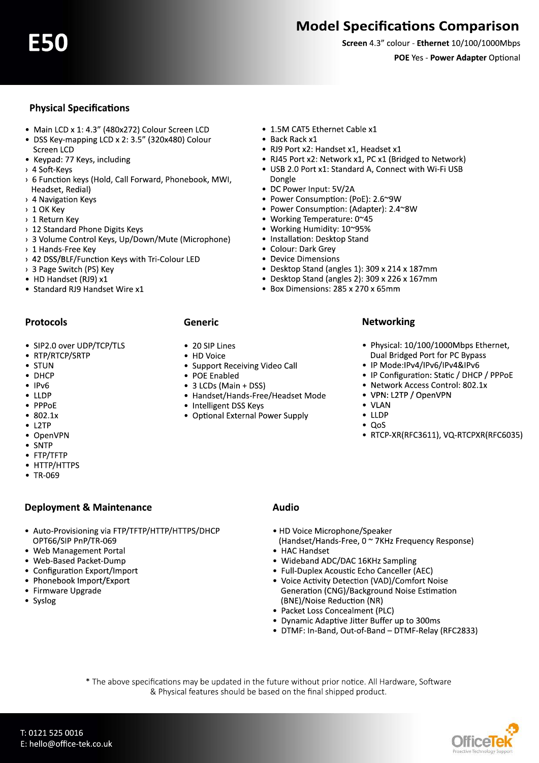# E50

## Model Specifications Comparison

**Screen** 4.3” colour - **Ethernet** 10/100/1000Mbps

**POE** Yes - **Power Adapter** Optional

### Physical Specifications

- Main LCD x 1: 4.3” (480x272) Colour Screen LCD
- DSS Key-mapping LCD x 2: 3.5” (320x480) Colour Screen LCD
- Keypad: 77 Keys, including
  - › 4 Soft-Keys
  - › 6 Function keys (Hold, Call Forward, Phonebook, MWI, Headset, Redial)
  - › 4 Navigation Keys
  - › 1 OK Key
  - › 1 Return Key
  - › 12 Standard Phone Digits Keys
  - › 3 Volume Control Keys, Up/Down/Mute (Microphone)
  - › 1 Hands-Free Key
  - › 42 DSS/BLF/Function Keys with Tri-Colour LED
  - › 3 Page Switch (PS) Key
- HD Handset (RJ9) x1
- Standard RJ9 Handset Wire x1
- 1.5M CAT5 Ethernet Cable x1
- Back Rack x1
- RJ9 Port x2: Handset x1, Headset x1
- RJ45 Port x2: Network x1, PC x1 (Bridged to Network)
- USB 2.0 Port x1: Standard A, Connect with Wi-Fi USB Dongle
- DC Power Input: 5V/2A
- Power Consumption: (PoE): 2.6~9W
- Power Consumption: (Adapter): 2.4~8W
- Working Temperature: 0~45
- Working Humidity: 10~95%
- Installation: Desktop Stand
- Colour: Dark Grey
- Device Dimensions
- Desktop Stand (angles 1): 309 x 214 x 187mm
- Desktop Stand (angles 2): 309 x 226 x 167mm
- Box Dimensions: 285 x 270 x 65mm

### Protocols

- SIP2.0 over UDP/TCP/TLS
- RTP/RTCP/SRTP
- STUN
- DHCP
- IPv6
- LLDP
- PPPoE
- 802.1x
- L2TP
- OpenVPN
- SNTP
- FTP/TFTP
- HTTP/HTTPS
- TR-069

### Generic

- 20 SIP Lines
- HD Voice
- Support Receiving Video Call
- POE Enabled
- 3 LCDs (Main + DSS)
- Handset/Hands-Free/Headset Mode
- Intelligent DSS Keys
- Optional External Power Supply

### Networking

- Physical: 10/100/1000Mbps Ethernet, Dual Bridged Port for PC Bypass
- IP Mode:IPv4/IPv6/IPv4&IPv6
- IP Configuration: Static / DHCP / PPPoE
- Network Access Control: 802.1x
- VPN: L2TP / OpenVPN
- VLAN
- LLDP
- QoS
- RTCP-XR(RFC3611), VQ-RTCPXR(RFC6035)

### Deployment & Maintenance

- Auto-Provisioning via FTP/TFTP/HTTP/HTTPS/DHCP OPT66/SIP PnP/TR-069
- Web Management Portal
- Web-Based Packet-Dump
- Configuration Export/Import
- Phonebook Import/Export
- Firmware Upgrade
- Syslog

### Audio

- HD Voice Microphone/Speaker (Handset/Hands-Free, 0 ~ 7KHz Frequency Response)
- HAC Handset
- Wideband ADC/DAC 16KHz Sampling
- Full-Duplex Acoustic Echo Canceller (AEC)
- Voice Activity Detection (VAD)/Comfort Noise Generation (CNG)/Background Noise Estimation (BNE)/Noise Reduction (NR)
- Packet Loss Concealment (PLC)
- Dynamic Adaptive Jitter Buffer up to 300ms
- DTMF: In-Band, Out-of-Band – DTMF-Relay (RFC2833)

\* The above specifications may be updated in the future without prior notice. All Hardware, Software & Physical features should be based on the final shipped product.

T: 0121 525 0016
E: hello@office-tek.co.uk

OfficeTek
Proactive Technology Support